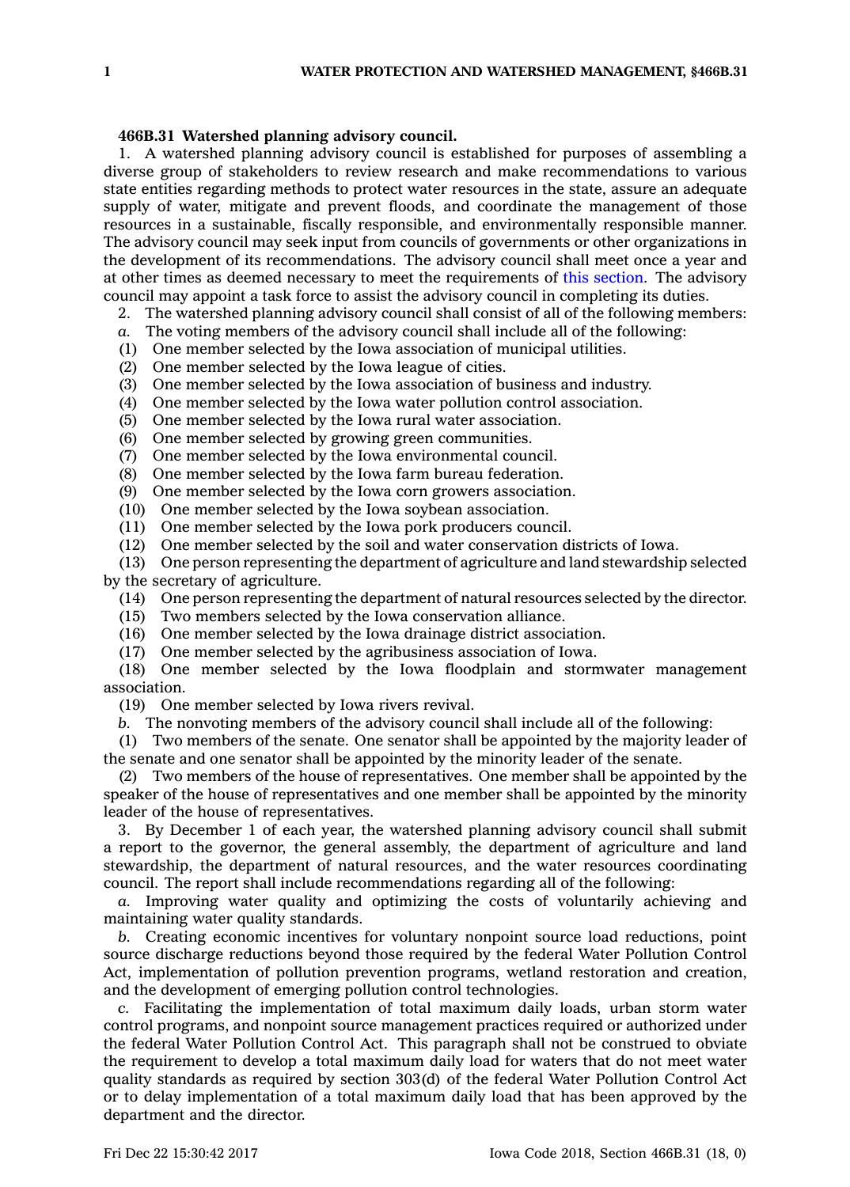**466B.31 Watershed planning advisory council.**

1. A watershed planning advisory council is established for purposes of assembling a diverse group of stakeholders to review research and make recommendations to various state entities regarding methods to protect water resources in the state, assure an adequate supply of water, mitigate and prevent floods, and coordinate the management of those resources in a sustainable, fiscally responsible, and environmentally responsible manner. The advisory council may seek input from councils of governments or other organizations in the development of its recommendations. The advisory council shall meet once a year and at other times as deemed necessary to meet the requirements of this section. The advisory council may appoint a task force to assist the advisory council in completing its duties.

2. The watershed planning advisory council shall consist of all of the following members:

*a.* The voting members of the advisory council shall include all of the following:

(1) One member selected by the Iowa association of municipal utilities.

(2) One member selected by the Iowa league of cities.

(3) One member selected by the Iowa association of business and industry.

(4) One member selected by the Iowa water pollution control association.

(5) One member selected by the Iowa rural water association.

(6) One member selected by growing green communities.

(7) One member selected by the Iowa environmental council.

(8) One member selected by the Iowa farm bureau federation.

(9) One member selected by the Iowa corn growers association.

(10) One member selected by the Iowa soybean association.

(11) One member selected by the Iowa pork producers council.

(12) One member selected by the soil and water conservation districts of Iowa.

(13) One person representing the department of agriculture and land stewardship selected by the secretary of agriculture.

(14) One person representing the department of natural resources selected by the director.

(15) Two members selected by the Iowa conservation alliance.

(16) One member selected by the Iowa drainage district association.

(17) One member selected by the agribusiness association of Iowa.

(18) One member selected by the Iowa floodplain and stormwater management association.

(19) One member selected by Iowa rivers revival.

*b.* The nonvoting members of the advisory council shall include all of the following:

(1) Two members of the senate. One senator shall be appointed by the majority leader of the senate and one senator shall be appointed by the minority leader of the senate.

(2) Two members of the house of representatives. One member shall be appointed by the speaker of the house of representatives and one member shall be appointed by the minority leader of the house of representatives.

3. By December 1 of each year, the watershed planning advisory council shall submit a report to the governor, the general assembly, the department of agriculture and land stewardship, the department of natural resources, and the water resources coordinating council. The report shall include recommendations regarding all of the following:

*a.* Improving water quality and optimizing the costs of voluntarily achieving and maintaining water quality standards.

*b.* Creating economic incentives for voluntary nonpoint source load reductions, point source discharge reductions beyond those required by the federal Water Pollution Control Act, implementation of pollution prevention programs, wetland restoration and creation, and the development of emerging pollution control technologies.

*c.* Facilitating the implementation of total maximum daily loads, urban storm water control programs, and nonpoint source management practices required or authorized under the federal Water Pollution Control Act. This paragraph shall not be construed to obviate the requirement to develop a total maximum daily load for waters that do not meet water quality standards as required by section 303(d) of the federal Water Pollution Control Act or to delay implementation of a total maximum daily load that has been approved by the department and the director.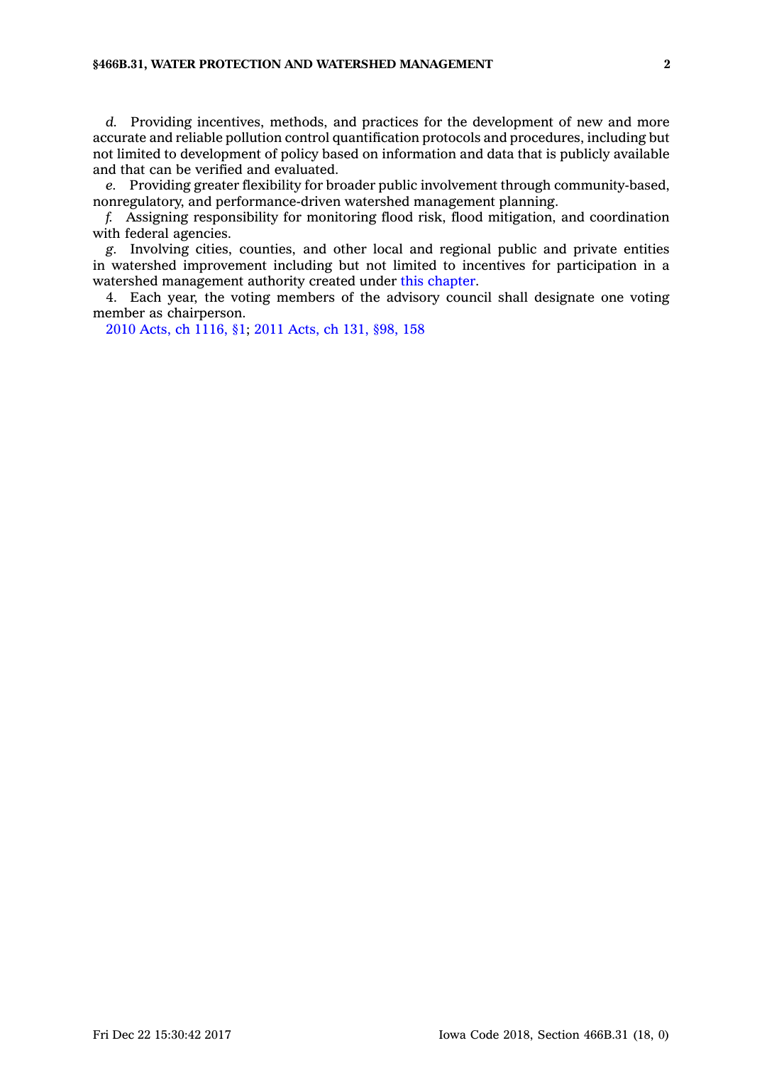*d.* Providing incentives, methods, and practices for the development of new and more accurate and reliable pollution control quantification protocols and procedures, including but not limited to development of policy based on information and data that is publicly available and that can be verified and evaluated.

*e.* Providing greater flexibility for broader public involvement through community-based, nonregulatory, and performance-driven watershed management planning.

*f.* Assigning responsibility for monitoring flood risk, flood mitigation, and coordination with federal agencies.

*g.* Involving cities, counties, and other local and regional public and private entities in watershed improvement including but not limited to incentives for participation in a watershed management authority created under this chapter.

4. Each year, the voting members of the advisory council shall designate one voting member as chairperson.

2010 Acts, ch 1116, §1; 2011 Acts, ch 131, §98, 158